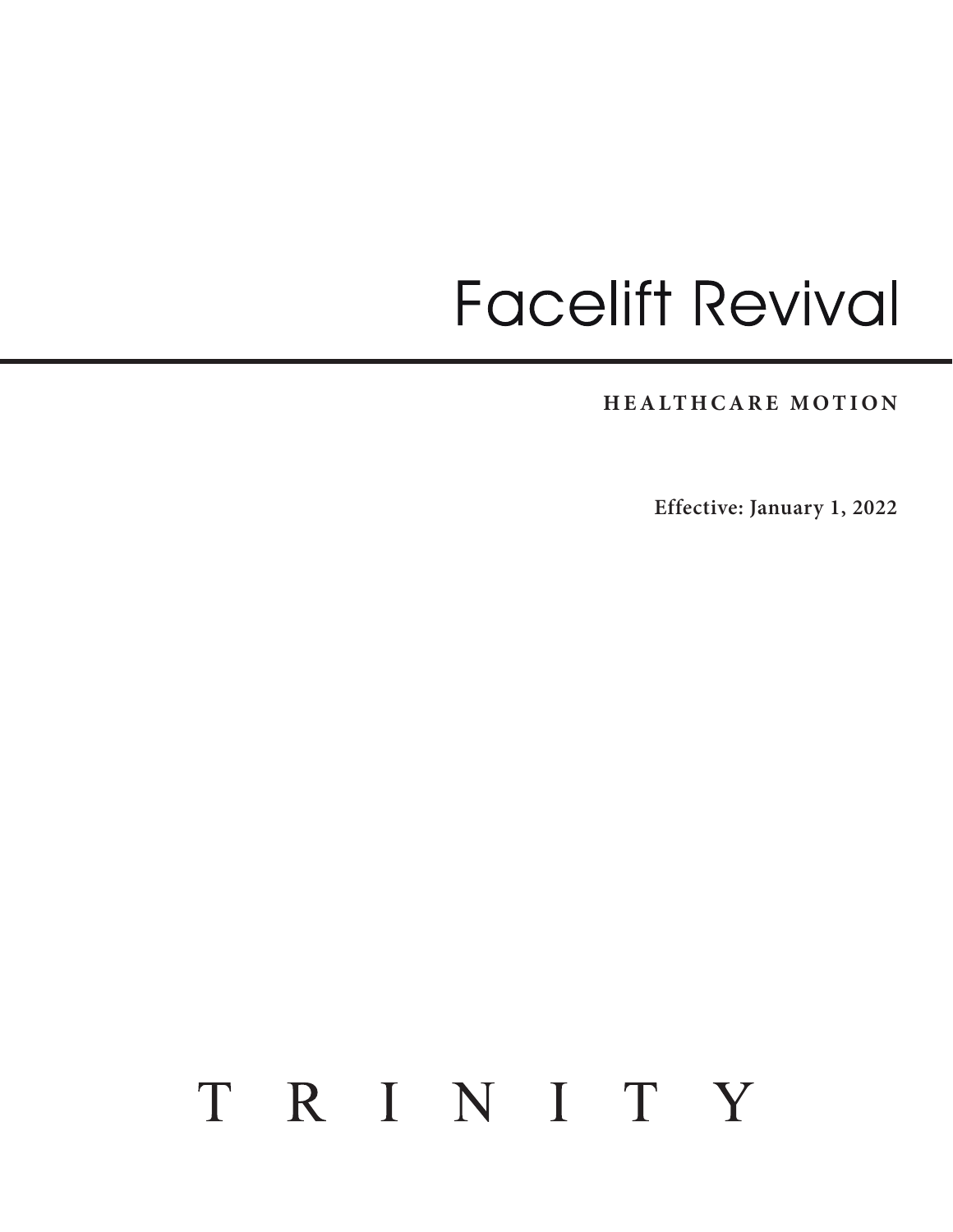# Facelift Revival

**HEALTHCARE MOTION**

**Effective: January 1, 2022**

T R I N I T Y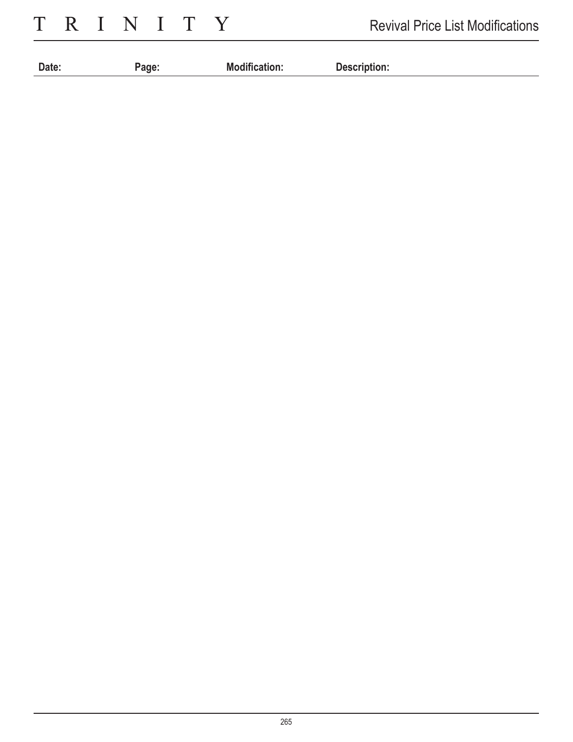| Date: | Page: | Modification: | Description: |
|---|---|---|---|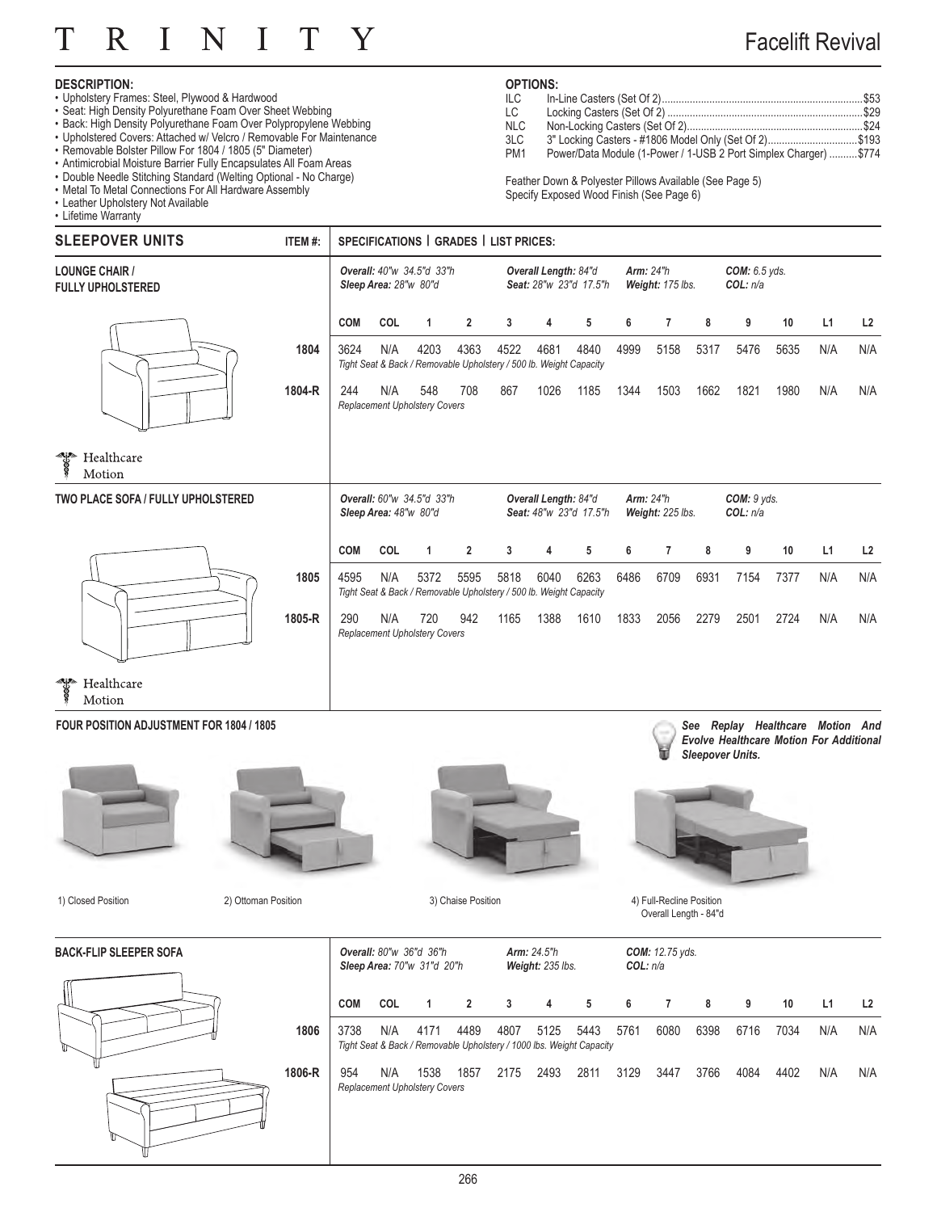# TRINITY

## Facelift Revival

**DESCRIPTION:**

- Upholstery Frames: Steel, Plywood & Hardwood
- Seat: High Density Polyurethane Foam Over Sheet Webbing
- Back: High Density Polyurethane Foam Over Polypropylene Webbing
- Upholstered Covers: Attached w/ Velcro / Removable For Maintenance
- Removable Bolster Pillow For 1804 / 1805 (5" Diameter)
- Antimicrobial Moisture Barrier Fully Encapsulates All Foam Areas
- Double Needle Stitching Standard (Welting Optional - No Charge)
- Metal To Metal Connections For All Hardware Assembly
- Leather Upholstery Not Available
- Lifetime Warranty

**OPTIONS:**

| | | |
|---|---|---|
| ILC | In-Line Casters (Set Of 2) | $53 |
| LC | Locking Casters (Set Of 2) | $29 |
| NLC | Non-Locking Casters (Set Of 2) | $24 |
| 3LC | 3" Locking Casters - #1806 Model Only (Set Of 2) | $193 |
| PM1 | Power/Data Module (1-Power / 1-USB 2 Port Simplex Charger) | $774 |

Feather Down & Polyester Pillows Available (See Page 5)
Specify Exposed Wood Finish (See Page 6)

## SLEEPOVER UNITS

**LOUNGE CHAIR / FULLY UPHOLSTERED** (Healthcare Motion)

*Overall: 40"w 34.5"d 33"h* *Sleep Area: 28"w 80"d* *Overall Length: 84"d* *Seat: 28"w 23"d 17.5"h* *Arm: 24"h* *Weight: 175 lbs.* *COM: 6.5 yds.* *COL: n/a*

| ITEM #: | COM | COL | 1 | 2 | 3 | 4 | 5 | 6 | 7 | 8 | 9 | 10 | L1 | L2 |
|---|---|---|---|---|---|---|---|---|---|---|---|---|---|---|
| 1804 | 3624 | N/A | 4203 | 4363 | 4522 | 4681 | 4840 | 4999 | 5158 | 5317 | 5476 | 5635 | N/A | N/A |
| | *Tight Seat & Back / Removable Upholstery / 500 lb. Weight Capacity* | | | | | | | | | | | | | |
| 1804-R | 244 | N/A | 548 | 708 | 867 | 1026 | 1185 | 1344 | 1503 | 1662 | 1821 | 1980 | N/A | N/A |
| | *Replacement Upholstery Covers* | | | | | | | | | | | | | |

**TWO PLACE SOFA / FULLY UPHOLSTERED** (Healthcare Motion)

*Overall: 60"w 34.5"d 33"h* *Sleep Area: 48"w 80"d* *Overall Length: 84"d* *Seat: 48"w 23"d 17.5"h* *Arm: 24"h* *Weight: 225 lbs.* *COM: 9 yds.* *COL: n/a*

| ITEM #: | COM | COL | 1 | 2 | 3 | 4 | 5 | 6 | 7 | 8 | 9 | 10 | L1 | L2 |
|---|---|---|---|---|---|---|---|---|---|---|---|---|---|---|
| 1805 | 4595 | N/A | 5372 | 5595 | 5818 | 6040 | 6263 | 6486 | 6709 | 6931 | 7154 | 7377 | N/A | N/A |
| | *Tight Seat & Back / Removable Upholstery / 500 lb. Weight Capacity* | | | | | | | | | | | | | |
| 1805-R | 290 | N/A | 720 | 942 | 1165 | 1388 | 1610 | 1833 | 2056 | 2279 | 2501 | 2724 | N/A | N/A |
| | *Replacement Upholstery Covers* | | | | | | | | | | | | | |

**FOUR POSITION ADJUSTMENT FOR 1804 / 1805**

***See Replay Healthcare Motion And Evolve Healthcare Motion For Additional Sleepover Units.***

1) Closed Position
2) Ottoman Position
3) Chaise Position
4) Full-Recline Position — Overall Length - 84"d

**BACK-FLIP SLEEPER SOFA**

*Overall: 80"w 36"d 36"h* *Sleep Area: 70"w 31"d 20"h* *Arm: 24.5"h* *Weight: 235 lbs.* *COM: 12.75 yds.* *COL: n/a*

| ITEM #: | COM | COL | 1 | 2 | 3 | 4 | 5 | 6 | 7 | 8 | 9 | 10 | L1 | L2 |
|---|---|---|---|---|---|---|---|---|---|---|---|---|---|---|
| 1806 | 3738 | N/A | 4171 | 4489 | 4807 | 5125 | 5443 | 5761 | 6080 | 6398 | 6716 | 7034 | N/A | N/A |
| | *Tight Seat & Back / Removable Upholstery / 1000 lbs. Weight Capacity* | | | | | | | | | | | | | |
| 1806-R | 954 | N/A | 1538 | 1857 | 2175 | 2493 | 2811 | 3129 | 3447 | 3766 | 4084 | 4402 | N/A | N/A |
| | *Replacement Upholstery Covers* | | | | | | | | | | | | | |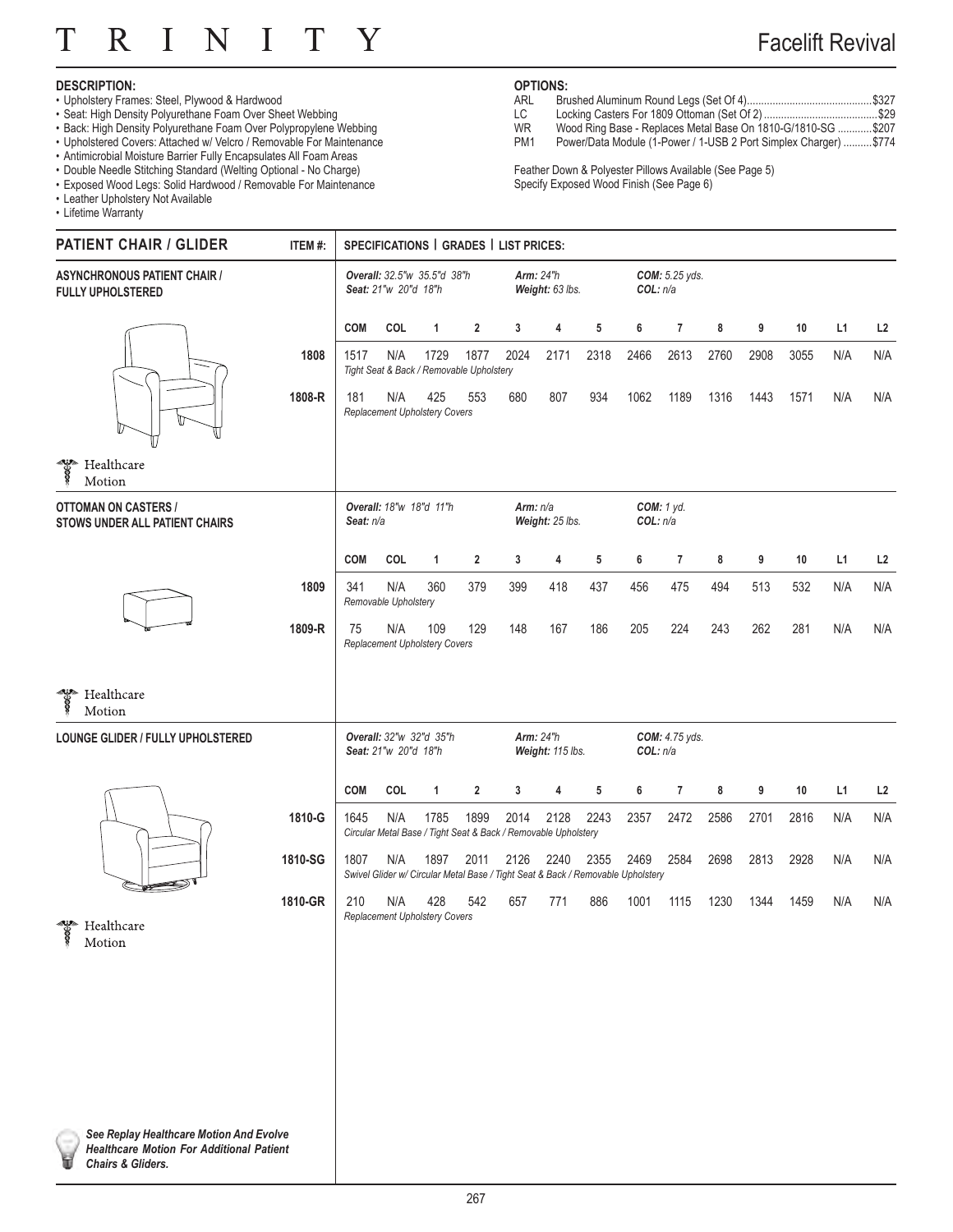# T R I N I T Y

## Facelift Revival

**DESCRIPTION:**

- Upholstery Frames: Steel, Plywood & Hardwood
- Seat: High Density Polyurethane Foam Over Sheet Webbing
- Back: High Density Polyurethane Foam Over Polypropylene Webbing
- Upholstered Covers: Attached w/ Velcro / Removable For Maintenance
- Antimicrobial Moisture Barrier Fully Encapsulates All Foam Areas
- Double Needle Stitching Standard (Welting Optional - No Charge)
- Exposed Wood Legs: Solid Hardwood / Removable For Maintenance
- Leather Upholstery Not Available
- Lifetime Warranty

**OPTIONS:**

| | | |
|---|---|---|
| ARL | Brushed Aluminum Round Legs (Set Of 4) | $327 |
| LC | Locking Casters For 1809 Ottoman (Set Of 2) | $29 |
| WR | Wood Ring Base - Replaces Metal Base On 1810-G/1810-SG | $207 |
| PM1 | Power/Data Module (1-Power / 1-USB 2 Port Simplex Charger) | $774 |

Feather Down & Polyester Pillows Available (See Page 5)
Specify Exposed Wood Finish (See Page 6)

## PATIENT CHAIR / GLIDER

### ASYNCHRONOUS PATIENT CHAIR / FULLY UPHOLSTERED

*Overall:* 32.5"w 35.5"d 38"h *Seat:* 21"w 20"d 18"h *Arm:* 24"h *Weight:* 63 lbs. *COM:* 5.25 yds. *COL:* n/a

| ITEM #: | COM | COL | 1 | 2 | 3 | 4 | 5 | 6 | 7 | 8 | 9 | 10 | L1 | L2 |
|---|---|---|---|---|---|---|---|---|---|---|---|---|---|---|
| 1808 | 1517 | N/A | 1729 | 1877 | 2024 | 2171 | 2318 | 2466 | 2613 | 2760 | 2908 | 3055 | N/A | N/A |
| | *Tight Seat & Back / Removable Upholstery* | | | | | | | | | | | | | |
| 1808-R | 181 | N/A | 425 | 553 | 680 | 807 | 934 | 1062 | 1189 | 1316 | 1443 | 1571 | N/A | N/A |
| | *Replacement Upholstery Covers* | | | | | | | | | | | | | |

Healthcare Motion

### OTTOMAN ON CASTERS / STOWS UNDER ALL PATIENT CHAIRS

*Overall:* 18"w 18"d 11"h *Seat:* n/a *Arm:* n/a *Weight:* 25 lbs. *COM:* 1 yd. *COL:* n/a

| ITEM #: | COM | COL | 1 | 2 | 3 | 4 | 5 | 6 | 7 | 8 | 9 | 10 | L1 | L2 |
|---|---|---|---|---|---|---|---|---|---|---|---|---|---|---|
| 1809 | 341 | N/A | 360 | 379 | 399 | 418 | 437 | 456 | 475 | 494 | 513 | 532 | N/A | N/A |
| | *Removable Upholstery* | | | | | | | | | | | | | |
| 1809-R | 75 | N/A | 109 | 129 | 148 | 167 | 186 | 205 | 224 | 243 | 262 | 281 | N/A | N/A |
| | *Replacement Upholstery Covers* | | | | | | | | | | | | | |

Healthcare Motion

### LOUNGE GLIDER / FULLY UPHOLSTERED

*Overall:* 32"w 32"d 35"h *Seat:* 21"w 20"d 18"h *Arm:* 24"h *Weight:* 115 lbs. *COM:* 4.75 yds. *COL:* n/a

| ITEM #: | COM | COL | 1 | 2 | 3 | 4 | 5 | 6 | 7 | 8 | 9 | 10 | L1 | L2 |
|---|---|---|---|---|---|---|---|---|---|---|---|---|---|---|
| 1810-G | 1645 | N/A | 1785 | 1899 | 2014 | 2128 | 2243 | 2357 | 2472 | 2586 | 2701 | 2816 | N/A | N/A |
| | *Circular Metal Base / Tight Seat & Back / Removable Upholstery* | | | | | | | | | | | | | |
| 1810-SG | 1807 | N/A | 1897 | 2011 | 2126 | 2240 | 2355 | 2469 | 2584 | 2698 | 2813 | 2928 | N/A | N/A |
| | *Swivel Glider w/ Circular Metal Base / Tight Seat & Back / Removable Upholstery* | | | | | | | | | | | | | |
| 1810-GR | 210 | N/A | 428 | 542 | 657 | 771 | 886 | 1001 | 1115 | 1230 | 1344 | 1459 | N/A | N/A |
| | *Replacement Upholstery Covers* | | | | | | | | | | | | | |

Healthcare Motion

***See Replay Healthcare Motion And Evolve Healthcare Motion For Additional Patient Chairs & Gliders.***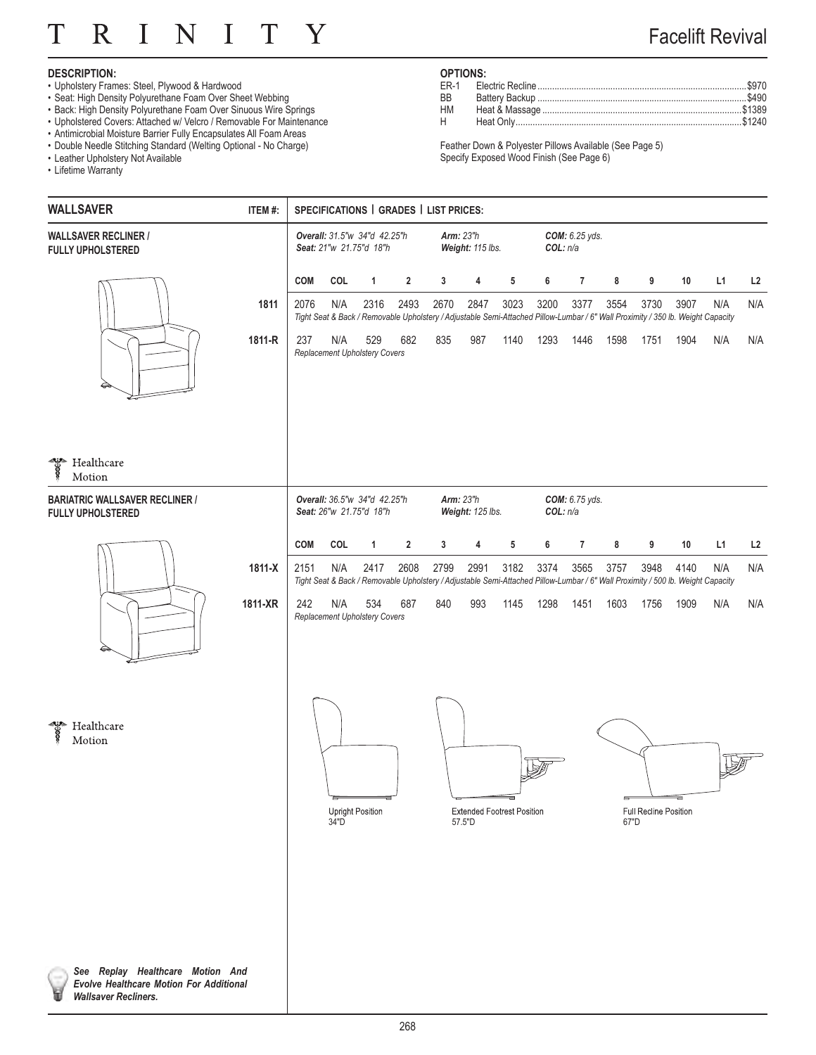# TRINITY

## Facelift Revival

**DESCRIPTION:**

- Upholstery Frames: Steel, Plywood & Hardwood
- Seat: High Density Polyurethane Foam Over Sheet Webbing
- Back: High Density Polyurethane Foam Over Sinuous Wire Springs
- Upholstered Covers: Attached w/ Velcro / Removable For Maintenance
- Antimicrobial Moisture Barrier Fully Encapsulates All Foam Areas
- Double Needle Stitching Standard (Welting Optional - No Charge)
- Leather Upholstery Not Available
- Lifetime Warranty

**OPTIONS:**

| | | |
|---|---|---|
| ER-1 | Electric Recline | $970 |
| BB | Battery Backup | $490 |
| HM | Heat & Massage | $1389 |
| H | Heat Only | $1240 |

Feather Down & Polyester Pillows Available (See Page 5)
Specify Exposed Wood Finish (See Page 6)

| WALLSAVER | ITEM #: | SPECIFICATIONS \| GRADES \| LIST PRICES: | | | | | | | | | | | | | |
|---|---|---|---|---|---|---|---|---|---|---|---|---|---|---|---|

### WALLSAVER RECLINER / FULLY UPHOLSTERED

*Overall:* 31.5"w 34"d 42.25"h — *Seat:* 21"w 21.75"d 18"h — *Arm:* 23"h — *Weight:* 115 lbs. — *COM:* 6.25 yds. — *COL:* n/a

| ITEM #: | COM | COL | 1 | 2 | 3 | 4 | 5 | 6 | 7 | 8 | 9 | 10 | L1 | L2 |
|---|---|---|---|---|---|---|---|---|---|---|---|---|---|---|
| 1811 | 2076 | N/A | 2316 | 2493 | 2670 | 2847 | 3023 | 3200 | 3377 | 3554 | 3730 | 3907 | N/A | N/A |
| 1811-R | 237 | N/A | 529 | 682 | 835 | 987 | 1140 | 1293 | 1446 | 1598 | 1751 | 1904 | N/A | N/A |

1811: *Tight Seat & Back / Removable Upholstery / Adjustable Semi-Attached Pillow-Lumbar / 6" Wall Proximity / 350 lb. Weight Capacity*

1811-R: *Replacement Upholstery Covers*

Healthcare Motion

### BARIATRIC WALLSAVER RECLINER / FULLY UPHOLSTERED

*Overall:* 36.5"w 34"d 42.25"h — *Seat:* 26"w 21.75"d 18"h — *Arm:* 23"h — *Weight:* 125 lbs. — *COM:* 6.75 yds. — *COL:* n/a

| ITEM #: | COM | COL | 1 | 2 | 3 | 4 | 5 | 6 | 7 | 8 | 9 | 10 | L1 | L2 |
|---|---|---|---|---|---|---|---|---|---|---|---|---|---|---|
| 1811-X | 2151 | N/A | 2417 | 2608 | 2799 | 2991 | 3182 | 3374 | 3565 | 3757 | 3948 | 4140 | N/A | N/A |
| 1811-XR | 242 | N/A | 534 | 687 | 840 | 993 | 1145 | 1298 | 1451 | 1603 | 1756 | 1909 | N/A | N/A |

1811-X: *Tight Seat & Back / Removable Upholstery / Adjustable Semi-Attached Pillow-Lumbar / 6" Wall Proximity / 500 lb. Weight Capacity*

1811-XR: *Replacement Upholstery Covers*

Healthcare Motion

Upright Position 34"D — Extended Footrest Position 57.5"D — Full Recline Position 67"D

***See Replay Healthcare Motion And Evolve Healthcare Motion For Additional Wallsaver Recliners.***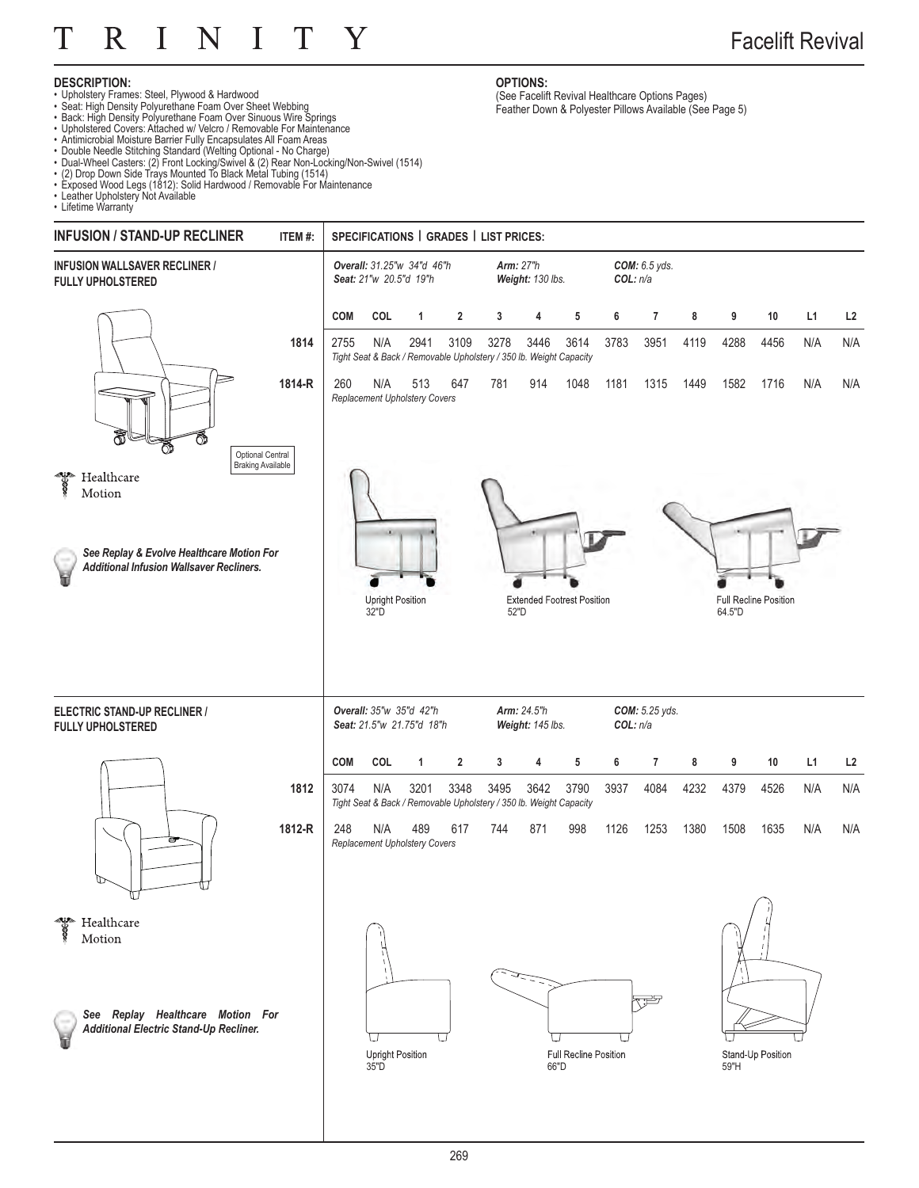# TRINITY

## Facelift Revival

**DESCRIPTION:**

- Upholstery Frames: Steel, Plywood & Hardwood
- Seat: High Density Polyurethane Foam Over Sheet Webbing
- Back: High Density Polyurethane Foam Over Sinuous Wire Springs
- Upholstered Covers: Attached w/ Velcro / Removable For Maintenance
- Antimicrobial Moisture Barrier Fully Encapsulates All Foam Areas
- Double Needle Stitching Standard (Welting Optional - No Charge)
- Dual-Wheel Casters: (2) Front Locking/Swivel & (2) Rear Non-Locking/Non-Swivel (1514)
- (2) Drop Down Side Trays Mounted To Black Metal Tubing (1514)
- Exposed Wood Legs (1812): Solid Hardwood / Removable For Maintenance
- Leather Upholstery Not Available
- Lifetime Warranty

**OPTIONS:**

(See Facelift Revival Healthcare Options Pages)
Feather Down & Polyester Pillows Available (See Page 5)

| INFUSION / STAND-UP RECLINER | ITEM #: | SPECIFICATIONS \| GRADES \| LIST PRICES: |
|---|---|---|

### INFUSION WALLSAVER RECLINER / FULLY UPHOLSTERED

*Overall: 31.25"w 34"d 46"h* *Seat: 21"w 20.5"d 19"h* *Arm: 27"h* *Weight: 130 lbs.* *COM: 6.5 yds.* *COL: n/a*

| ITEM # | COM | COL | 1 | 2 | 3 | 4 | 5 | 6 | 7 | 8 | 9 | 10 | L1 | L2 |
|---|---|---|---|---|---|---|---|---|---|---|---|---|---|---|
| 1814 | 2755 | N/A | 2941 | 3109 | 3278 | 3446 | 3614 | 3783 | 3951 | 4119 | 4288 | 4456 | N/A | N/A |
| | *Tight Seat & Back / Removable Upholstery / 350 lb. Weight Capacity* | | | | | | | | | | | | | |
| 1814-R | 260 | N/A | 513 | 647 | 781 | 914 | 1048 | 1181 | 1315 | 1449 | 1582 | 1716 | N/A | N/A |
| | *Replacement Upholstery Covers* | | | | | | | | | | | | | |

Optional Central Braking Available

Healthcare Motion

***See Replay & Evolve Healthcare Motion For Additional Infusion Wallsaver Recliners.***

Upright Position 32"D — Extended Footrest Position 52"D — Full Recline Position 64.5"D

### ELECTRIC STAND-UP RECLINER / FULLY UPHOLSTERED

*Overall: 35"w 35"d 42"h* *Seat: 21.5"w 21.75"d 18"h* *Arm: 24.5"h* *Weight: 145 lbs.* *COM: 5.25 yds.* *COL: n/a*

| ITEM # | COM | COL | 1 | 2 | 3 | 4 | 5 | 6 | 7 | 8 | 9 | 10 | L1 | L2 |
|---|---|---|---|---|---|---|---|---|---|---|---|---|---|---|
| 1812 | 3074 | N/A | 3201 | 3348 | 3495 | 3642 | 3790 | 3937 | 4084 | 4232 | 4379 | 4526 | N/A | N/A |
| | *Tight Seat & Back / Removable Upholstery / 350 lb. Weight Capacity* | | | | | | | | | | | | | |
| 1812-R | 248 | N/A | 489 | 617 | 744 | 871 | 998 | 1126 | 1253 | 1380 | 1508 | 1635 | N/A | N/A |
| | *Replacement Upholstery Covers* | | | | | | | | | | | | | |

Healthcare Motion

***See Replay Healthcare Motion For Additional Electric Stand-Up Recliner.***

Upright Position 35"D — Full Recline Position 66"D — Stand-Up Position 59"H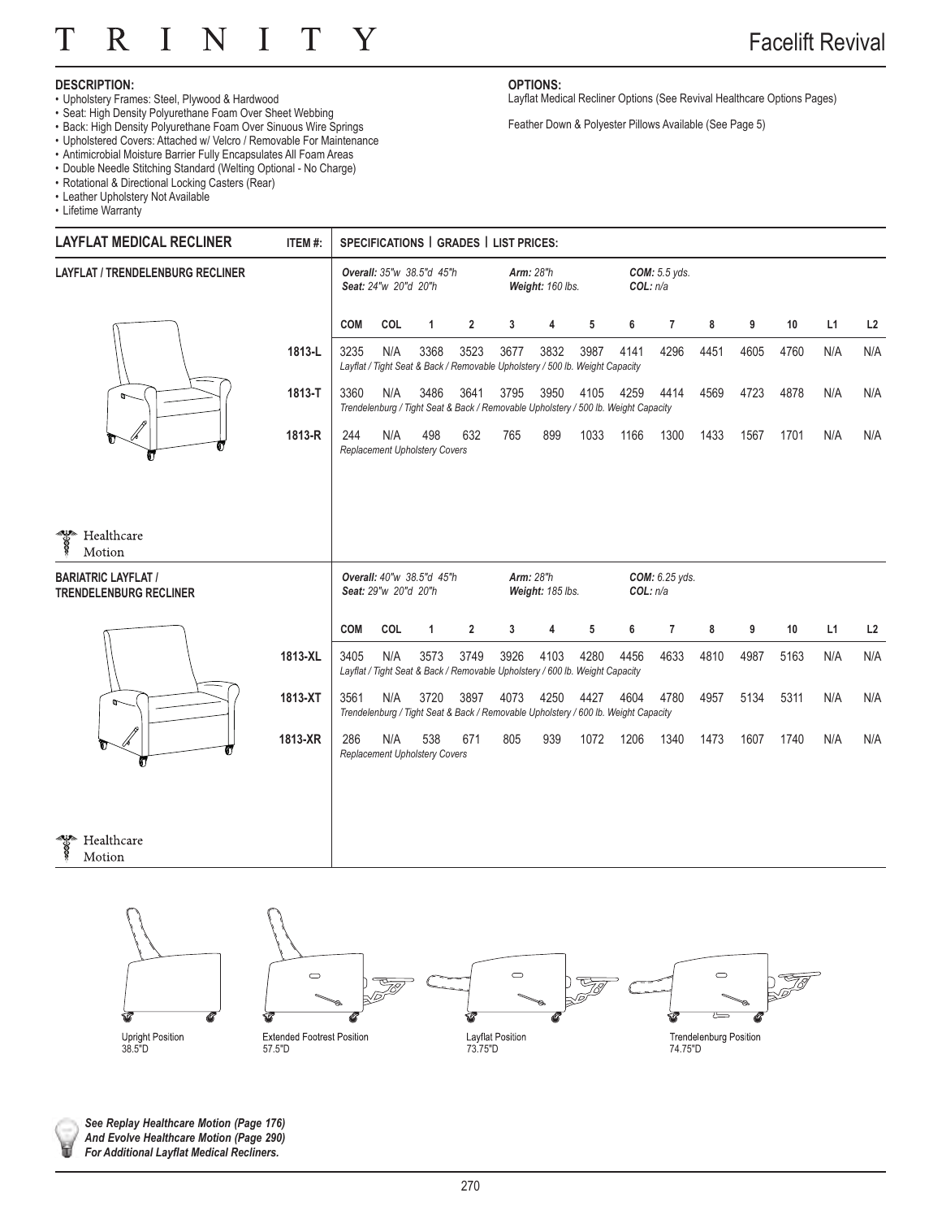# TRINITY

## Facelift Revival

**DESCRIPTION:**

- Upholstery Frames: Steel, Plywood & Hardwood
- Seat: High Density Polyurethane Foam Over Sheet Webbing
- Back: High Density Polyurethane Foam Over Sinuous Wire Springs
- Upholstered Covers: Attached w/ Velcro / Removable For Maintenance
- Antimicrobial Moisture Barrier Fully Encapsulates All Foam Areas
- Double Needle Stitching Standard (Welting Optional - No Charge)
- Rotational & Directional Locking Casters (Rear)
- Leather Upholstery Not Available
- Lifetime Warranty

**OPTIONS:**

Layflat Medical Recliner Options (See Revival Healthcare Options Pages)

Feather Down & Polyester Pillows Available (See Page 5)

| LAYFLAT MEDICAL RECLINER | ITEM #: | SPECIFICATIONS \| GRADES \| LIST PRICES: | | | | | | | | | | | | | |
|---|---|---|---|---|---|---|---|---|---|---|---|---|---|---|---|
| **LAYFLAT / TRENDELENBURG RECLINER** | | *Overall: 35"w 38.5"d 45"h; Seat: 24"w 20"d 20"h; Arm: 28"h; Weight: 160 lbs.; COM: 5.5 yds.; COL: n/a* | | | | | | | | | | | | | |
| | | COM | COL | 1 | 2 | 3 | 4 | 5 | 6 | 7 | 8 | 9 | 10 | L1 | L2 |
| | 1813-L | 3235 | N/A | 3368 | 3523 | 3677 | 3832 | 3987 | 4141 | 4296 | 4451 | 4605 | 4760 | N/A | N/A |
| | | *Layflat / Tight Seat & Back / Removable Upholstery / 500 lb. Weight Capacity* | | | | | | | | | | | | | |
| | 1813-T | 3360 | N/A | 3486 | 3641 | 3795 | 3950 | 4105 | 4259 | 4414 | 4569 | 4723 | 4878 | N/A | N/A |
| | | *Trendelenburg / Tight Seat & Back / Removable Upholstery / 500 lb. Weight Capacity* | | | | | | | | | | | | | |
| | 1813-R | 244 | N/A | 498 | 632 | 765 | 899 | 1033 | 1166 | 1300 | 1433 | 1567 | 1701 | N/A | N/A |
| Healthcare Motion | | *Replacement Upholstery Covers* | | | | | | | | | | | | | |
| **BARIATRIC LAYFLAT / TRENDELENBURG RECLINER** | | *Overall: 40"w 38.5"d 45"h; Seat: 29"w 20"d 20"h; Arm: 28"h; Weight: 185 lbs.; COM: 6.25 yds.; COL: n/a* | | | | | | | | | | | | | |
| | | COM | COL | 1 | 2 | 3 | 4 | 5 | 6 | 7 | 8 | 9 | 10 | L1 | L2 |
| | 1813-XL | 3405 | N/A | 3573 | 3749 | 3926 | 4103 | 4280 | 4456 | 4633 | 4810 | 4987 | 5163 | N/A | N/A |
| | | *Layflat / Tight Seat & Back / Removable Upholstery / 600 lb. Weight Capacity* | | | | | | | | | | | | | |
| | 1813-XT | 3561 | N/A | 3720 | 3897 | 4073 | 4250 | 4427 | 4604 | 4780 | 4957 | 5134 | 5311 | N/A | N/A |
| | | *Trendelenburg / Tight Seat & Back / Removable Upholstery / 600 lb. Weight Capacity* | | | | | | | | | | | | | |
| | 1813-XR | 286 | N/A | 538 | 671 | 805 | 939 | 1072 | 1206 | 1340 | 1473 | 1607 | 1740 | N/A | N/A |
| Healthcare Motion | | *Replacement Upholstery Covers* | | | | | | | | | | | | | |

Upright Position 38.5"D

Extended Footrest Position 57.5"D

Layflat Position 73.75"D

Trendelenburg Position 74.75"D

***See Replay Healthcare Motion (Page 176) And Evolve Healthcare Motion (Page 290) For Additional Layflat Medical Recliners.***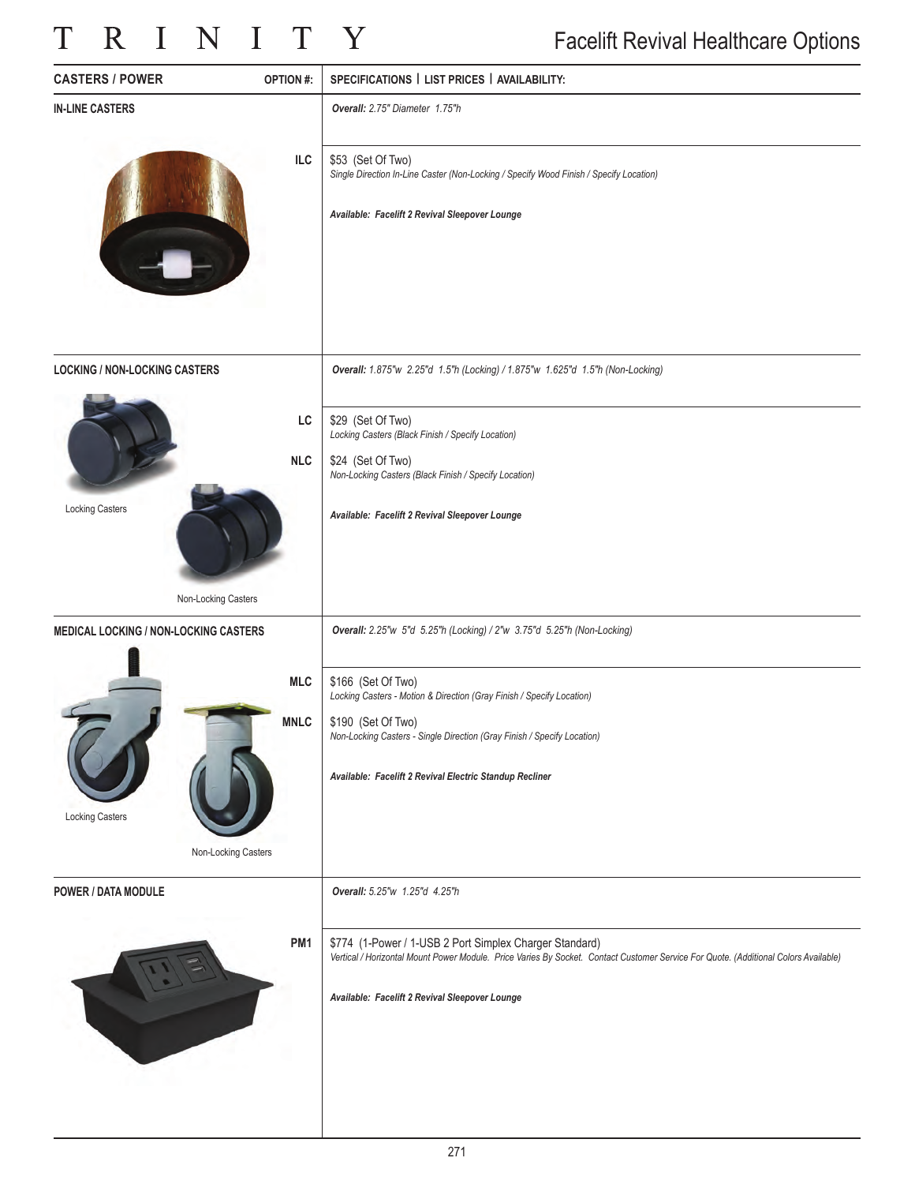# Facelift Revival Healthcare Options

| CASTERS / POWER | OPTION #: | SPECIFICATIONS \| LIST PRICES \| AVAILABILITY: |
|---|---|---|
| **IN-LINE CASTERS** | | ***Overall:*** *2.75" Diameter 1.75"h* |
| | **ILC** | $53 (Set Of Two)<br>*Single Direction In-Line Caster (Non-Locking / Specify Wood Finish / Specify Location)*<br><br>***Available: Facelift 2 Revival Sleepover Lounge*** |
| **LOCKING / NON-LOCKING CASTERS** | | ***Overall:*** *1.875"w 2.25"d 1.5"h (Locking) / 1.875"w 1.625"d 1.5"h (Non-Locking)* |
| Locking Casters | **LC** | $29 (Set Of Two)<br>*Locking Casters (Black Finish / Specify Location)* |
| Non-Locking Casters | **NLC** | $24 (Set Of Two)<br>*Non-Locking Casters (Black Finish / Specify Location)*<br><br>***Available: Facelift 2 Revival Sleepover Lounge*** |
| **MEDICAL LOCKING / NON-LOCKING CASTERS** | | ***Overall:*** *2.25"w 5"d 5.25"h (Locking) / 2"w 3.75"d 5.25"h (Non-Locking)* |
| Locking Casters | **MLC** | $166 (Set Of Two)<br>*Locking Casters - Motion & Direction (Gray Finish / Specify Location)* |
| Non-Locking Casters | **MNLC** | $190 (Set Of Two)<br>*Non-Locking Casters - Single Direction (Gray Finish / Specify Location)*<br><br>***Available: Facelift 2 Revival Electric Standup Recliner*** |
| **POWER / DATA MODULE** | | ***Overall:*** *5.25"w 1.25"d 4.25"h* |
| | **PM1** | $774 (1-Power / 1-USB 2 Port Simplex Charger Standard)<br>*Vertical / Horizontal Mount Power Module. Price Varies By Socket. Contact Customer Service For Quote. (Additional Colors Available)*<br><br>***Available: Facelift 2 Revival Sleepover Lounge*** |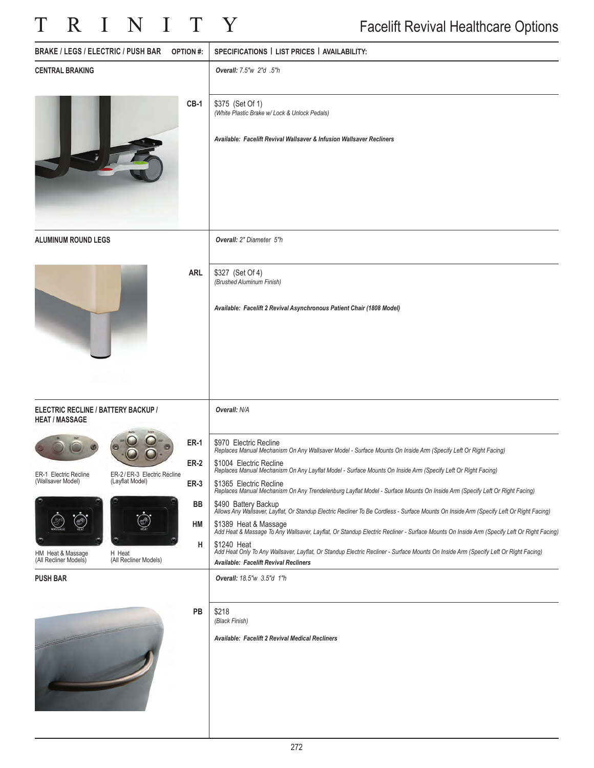# Facelift Revival Healthcare Options

| BRAKE / LEGS / ELECTRIC / PUSH BAR | OPTION #: | SPECIFICATIONS \| LIST PRICES \| AVAILABILITY: |
|---|---|---|
| **CENTRAL BRAKING** | | ***Overall:*** *7.5"w 2"d .5"h* |
| | **CB-1** | $375 (Set Of 1)<br>*(White Plastic Brake w/ Lock & Unlock Pedals)*<br><br>***Available: Facelift Revival Wallsaver & Infusion Wallsaver Recliners*** |
| **ALUMINUM ROUND LEGS** | | ***Overall:*** *2" Diameter 5"h* |
| | **ARL** | $327 (Set Of 4)<br>*(Brushed Aluminum Finish)*<br><br>***Available: Facelift 2 Revival Asynchronous Patient Chair (1808 Model)*** |
| **ELECTRIC RECLINE / BATTERY BACKUP / HEAT / MASSAGE** | | ***Overall:*** *N/A* |
| ER-1 Electric Recline (Wallsaver Model) | **ER-1** | $970 Electric Recline<br>*Replaces Manual Mechanism On Any Wallsaver Model - Surface Mounts On Inside Arm (Specify Left Or Right Facing)* |
| ER-2 / ER-3 Electric Recline (Layflat Model) | **ER-2** | $1004 Electric Recline<br>*Replaces Manual Mechanism On Any Layflat Model - Surface Mounts On Inside Arm (Specify Left Or Right Facing)* |
| | **ER-3** | $1365 Electric Recline<br>*Replaces Manual Mechanism On Any Trendelenburg Layflat Model - Surface Mounts On Inside Arm (Specify Left Or Right Facing)* |
| | **BB** | $490 Battery Backup<br>*Allows Any Wallsaver, Layflat, Or Standup Electric Recliner To Be Cordless - Surface Mounts On Inside Arm (Specify Left Or Right Facing)* |
| HM Heat & Massage (All Recliner Models) | **HM** | $1389 Heat & Massage<br>*Add Heat & Massage To Any Wallsaver, Layflat, Or Standup Electric Recliner - Surface Mounts On Inside Arm (Specify Left Or Right Facing)* |
| H Heat (All Recliner Models) | **H** | $1240 Heat<br>*Add Heat Only To Any Wallsaver, Layflat, Or Standup Electric Recliner - Surface Mounts On Inside Arm (Specify Left Or Right Facing)*<br>***Available: Facelift Revival Recliners*** |
| **PUSH BAR** | | ***Overall:*** *18.5"w 3.5"d 1"h* |
| | **PB** | $218<br>*(Black Finish)*<br><br>***Available: Facelift 2 Revival Medical Recliners*** |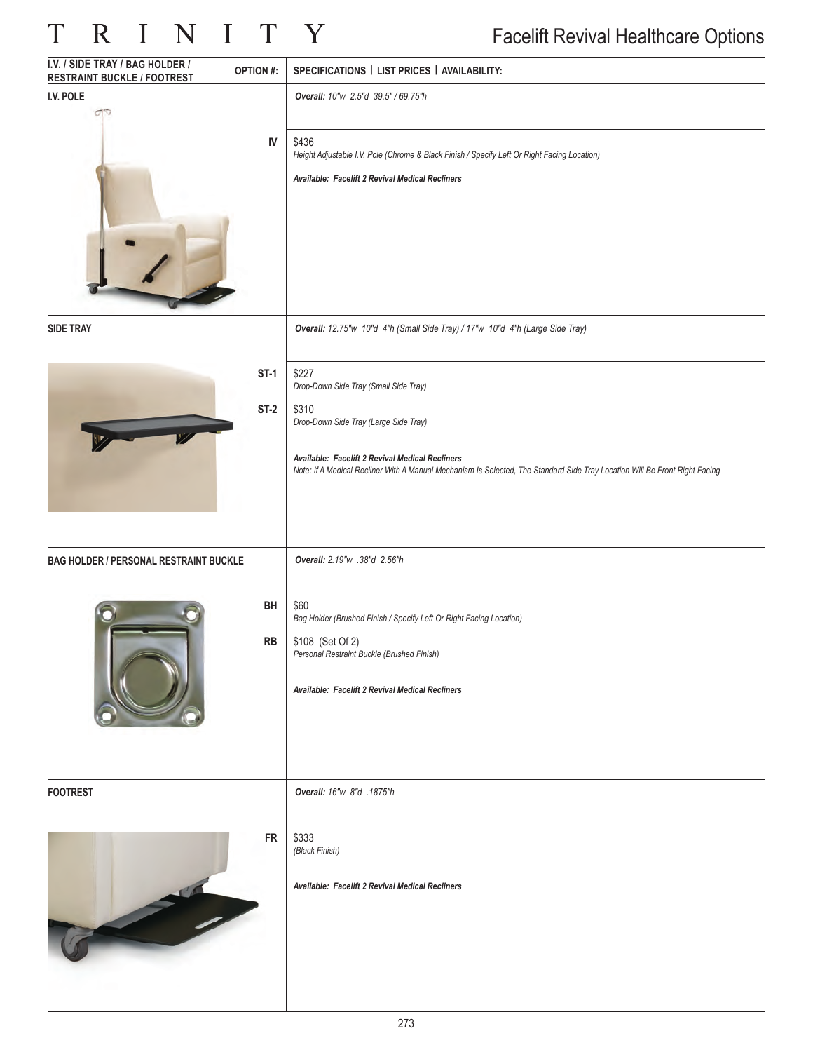# Facelift Revival Healthcare Options

| I.V. / SIDE TRAY / BAG HOLDER / RESTRAINT BUCKLE / FOOTREST | OPTION #: | SPECIFICATIONS \| LIST PRICES \| AVAILABILITY: |
|---|---|---|
| **I.V. POLE** | | *Overall: 10"w 2.5"d 39.5" / 69.75"h* |
| | **IV** | $436<br>*Height Adjustable I.V. Pole (Chrome & Black Finish / Specify Left Or Right Facing Location)*<br><br>***Available: Facelift 2 Revival Medical Recliners*** |
| **SIDE TRAY** | | *Overall: 12.75"w 10"d 4"h (Small Side Tray) / 17"w 10"d 4"h (Large Side Tray)* |
| | **ST-1** | $227<br>*Drop-Down Side Tray (Small Side Tray)* |
| | **ST-2** | $310<br>*Drop-Down Side Tray (Large Side Tray)*<br><br>***Available: Facelift 2 Revival Medical Recliners***<br>*Note: If A Medical Recliner With A Manual Mechanism Is Selected, The Standard Side Tray Location Will Be Front Right Facing* |
| **BAG HOLDER / PERSONAL RESTRAINT BUCKLE** | | *Overall: 2.19"w .38"d 2.56"h* |
| | **BH** | $60<br>*Bag Holder (Brushed Finish / Specify Left Or Right Facing Location)* |
| | **RB** | $108 (Set Of 2)<br>*Personal Restraint Buckle (Brushed Finish)*<br><br>***Available: Facelift 2 Revival Medical Recliners*** |
| **FOOTREST** | | *Overall: 16"w 8"d .1875"h* |
| | **FR** | $333<br>*(Black Finish)*<br><br>***Available: Facelift 2 Revival Medical Recliners*** |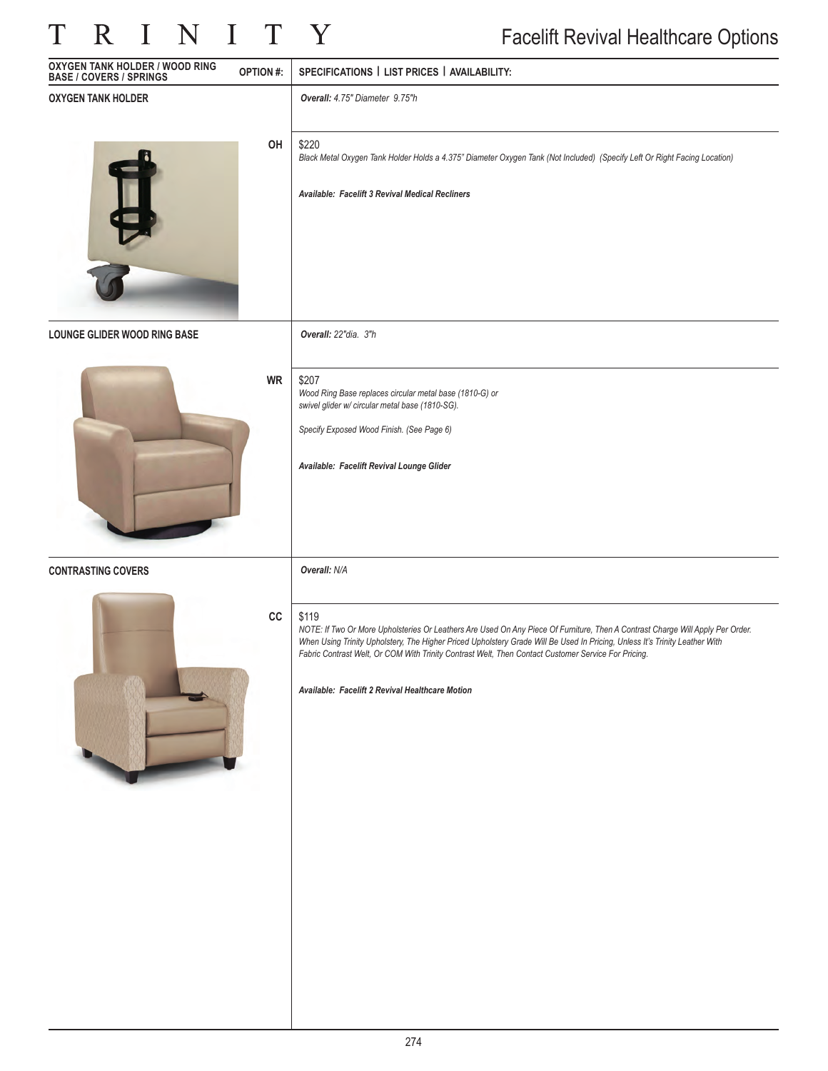# Facelift Revival Healthcare Options

| OXYGEN TANK HOLDER / WOOD RING BASE / COVERS / SPRINGS | OPTION #: | SPECIFICATIONS \| LIST PRICES \| AVAILABILITY: |
|---|---|---|
| **OXYGEN TANK HOLDER** | | ***Overall:*** *4.75" Diameter 9.75"h* |
| | **OH** | $220<br>*Black Metal Oxygen Tank Holder Holds a 4.375" Diameter Oxygen Tank (Not Included) (Specify Left Or Right Facing Location)*<br><br>***Available: Facelift 3 Revival Medical Recliners*** |
| **LOUNGE GLIDER WOOD RING BASE** | | ***Overall:*** *22"dia. 3"h* |
| | **WR** | $207<br>*Wood Ring Base replaces circular metal base (1810-G) or swivel glider w/ circular metal base (1810-SG).*<br><br>*Specify Exposed Wood Finish. (See Page 6)*<br><br>***Available: Facelift Revival Lounge Glider*** |
| **CONTRASTING COVERS** | | ***Overall:*** *N/A* |
| | **CC** | $119<br>*NOTE: If Two Or More Upholsteries Or Leathers Are Used On Any Piece Of Furniture, Then A Contrast Charge Will Apply Per Order. When Using Trinity Upholstery, The Higher Priced Upholstery Grade Will Be Used In Pricing, Unless It's Trinity Leather With Fabric Contrast Welt, Or COM With Trinity Contrast Welt, Then Contact Customer Service For Pricing.*<br><br>***Available: Facelift 2 Revival Healthcare Motion*** |